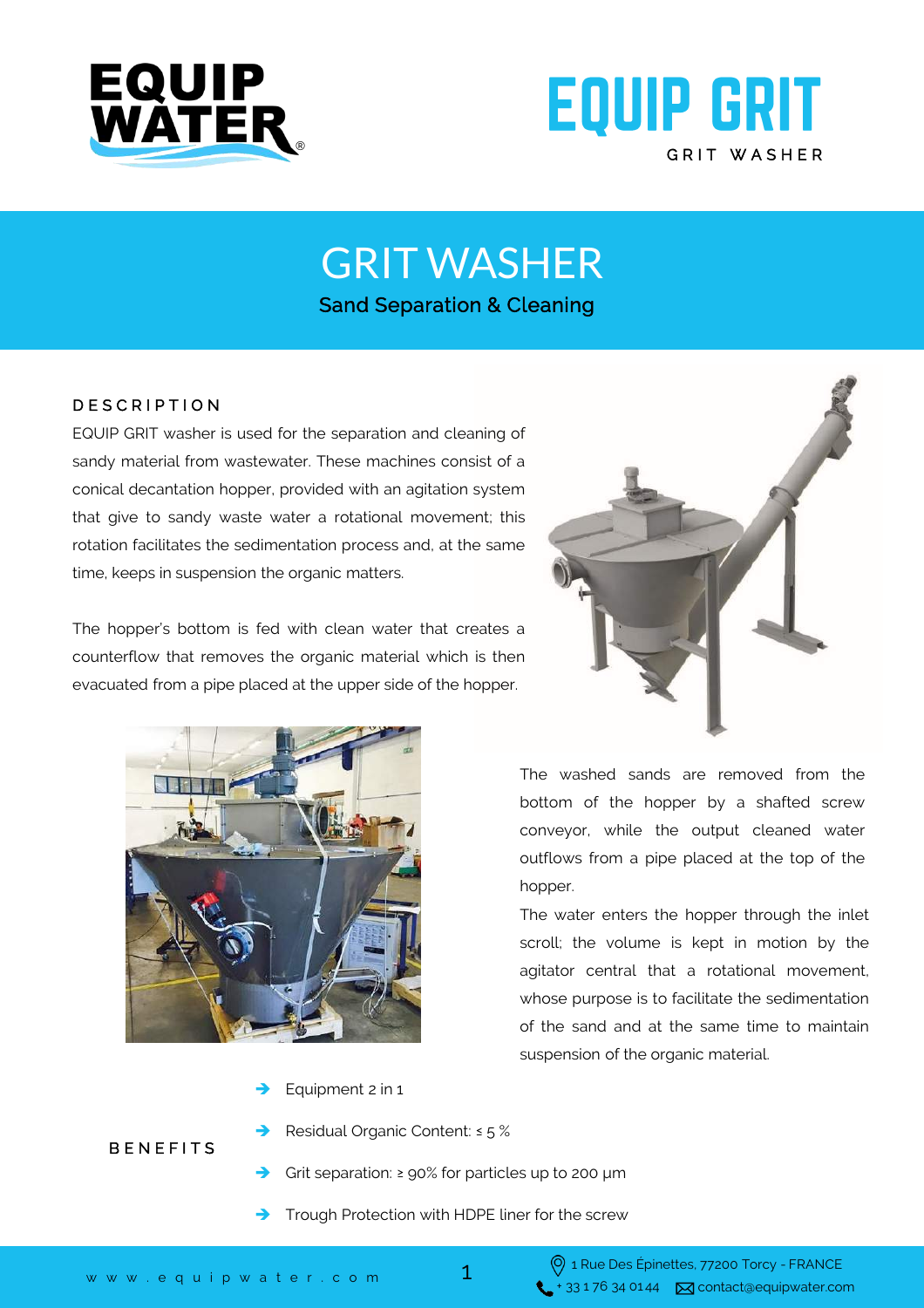# EQUIP WATER

# EQUIP GRIT

GRIT WASHER

# GRIT WASHER

Sand Separation & Cleaning

## DESCRIPTION

EQUIP GRIT washer is used for the separation and cleaning of sandy material from wastewater. These machines consist of a conical decantation hopper, provided with an agitation system that give to sandy waste water a rotational movement; this rotation facilitates the sedimentation process and, at the same time, keeps in suspension the organic matters.

The hopper's bottom is fed with clean water that creates a counterflow that removes the organic material which is then evacuated from a pipe placed at the upper side of the hopper.

The washed sands are removed from the bottom of the hopper by a shafted screw conveyor, while the output cleaned water outflows from a pipe placed at the top of the hopper.

The water enters the hopper through the inlet scroll; the volume is kept in motion by the agitator central that a rotational movement, whose purpose is to facilitate the sedimentation of the sand and at the same time to maintain suspension of the organic material.

## BENEFITS

- Equipment 2 in 1
- Residual Organic Content: ≤ 5 %
- Grit separation: ≥ 90% for particles up to 200 µm
- Trough Protection with HDPE liner for the screw

www.equipwater.com

1 Rue Des Épinettes, 77200 Torcy - FRANCE

+ 33 1 76 34 01 44 contact@equipwater.com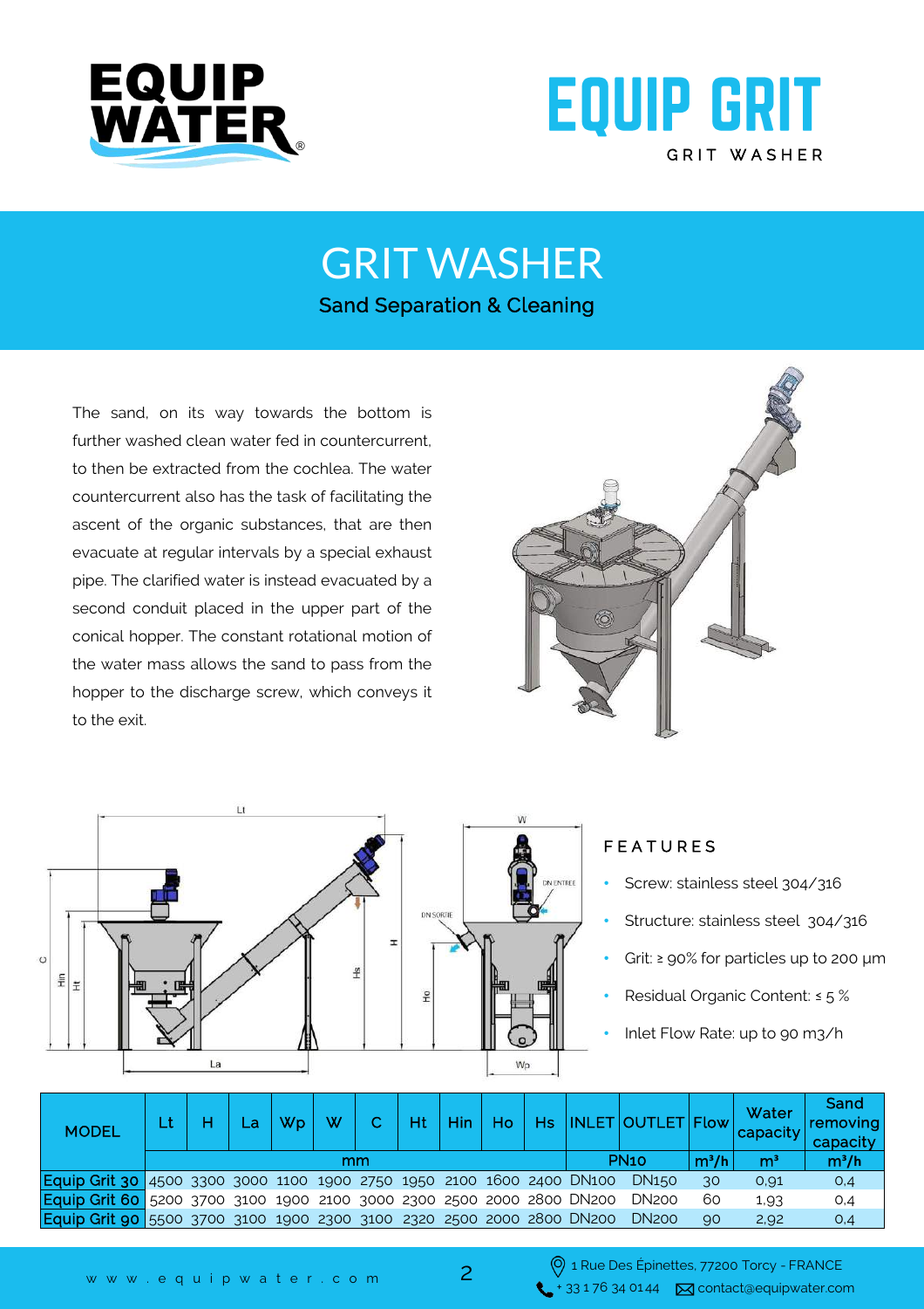# EQUIP WATER

# EQUIP GRIT

GRIT WASHER

# GRIT WASHER

## Sand Separation & Cleaning

The sand, on its way towards the bottom is further washed clean water fed in countercurrent, to then be extracted from the cochlea. The water countercurrent also has the task of facilitating the ascent of the organic substances, that are then evacuate at regular intervals by a special exhaust pipe. The clarified water is instead evacuated by a second conduit placed in the upper part of the conical hopper. The constant rotational motion of the water mass allows the sand to pass from the hopper to the discharge screw, which conveys it to the exit.

Lt
C
Hin
Ht
La
H
Hs
W
DN ENTREE
DN SORTIE
Ho
Wp

### FEATURES

- Screw: stainless steel 304/316
- Structure: stainless steel 304/316
- Grit: ≥ 90% for particles up to 200 µm
- Residual Organic Content: ≤ 5 %
- Inlet Flow Rate: up to 90 m3/h

| MODEL | Lt | H | La | Wp | W | C | Ht | Hin | Ho | Hs | INLET | OUTLET | Flow | Water capacity | Sand removing capacity |
|---|---|---|---|---|---|---|---|---|---|---|---|---|---|---|---|
| | mm | | | | | | | | | | PN10 | | m³/h | m³ | m³/h |
| Equip Grit 30 | 4500 | 3300 | 3000 | 1100 | 1900 | 2750 | 1950 | 2100 | 1600 | 2400 | DN100 | DN150 | 30 | 0,91 | 0,4 |
| Equip Grit 60 | 5200 | 3700 | 3100 | 1900 | 2100 | 3000 | 2300 | 2500 | 2000 | 2800 | DN200 | DN200 | 60 | 1,93 | 0,4 |
| Equip Grit 90 | 5500 | 3700 | 3100 | 1900 | 2300 | 3100 | 2320 | 2500 | 2000 | 2800 | DN200 | DN200 | 90 | 2,92 | 0,4 |

www.equipwater.com

1 Rue Des Épinettes, 77200 Torcy - FRANCE

+ 33 1 76 34 01 44 contact@equipwater.com